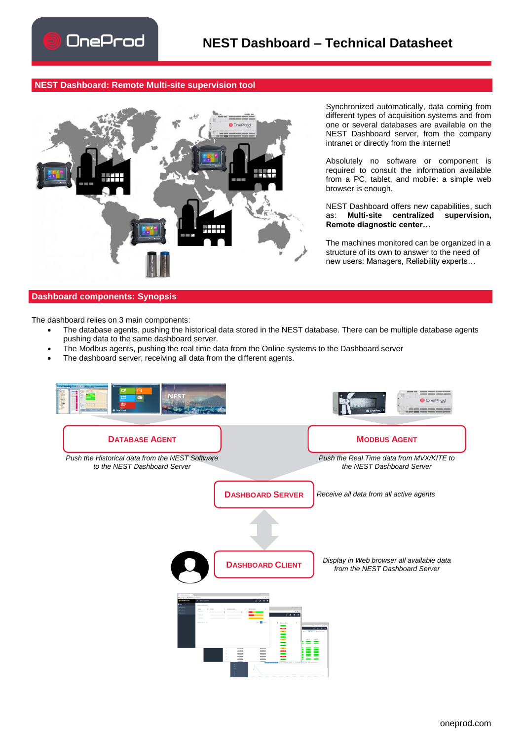# NEST Dashboard – Technical Datasheet

## NEST Dashboard: Remote Multi-site supervision tool

Synchronized automatically, data coming from different types of acquisition systems and from one or several databases are available on the NEST Dashboard server, from the company intranet or directly from the internet!

Absolutely no software or component is required to consult the information available from a PC, tablet, and mobile: a simple web browser is enough.

NEST Dashboard offers new capabilities, such as: **Multi-site centralized supervision, Remote diagnostic center…**

The machines monitored can be organized in a structure of its own to answer to the need of new users: Managers, Reliability experts…

## Dashboard components: Synopsis

The dashboard relies on 3 main components:

- The database agents, pushing the historical data stored in the NEST database. There can be multiple database agents pushing data to the same dashboard server.
- The Modbus agents, pushing the real time data from the Online systems to the Dashboard server
- The dashboard server, receiving all data from the different agents.

**DATABASE AGENT**

*Push the Historical data from the NEST Software to the NEST Dashboard Server*

**MODBUS AGENT**

*Push the Real Time data from MVX/KITE to the NEST Dashboard Server*

**DASHBOARD SERVER**

*Receive all data from all active agents*

**DASHBOARD CLIENT**

*Display in Web browser all available data from the NEST Dashboard Server*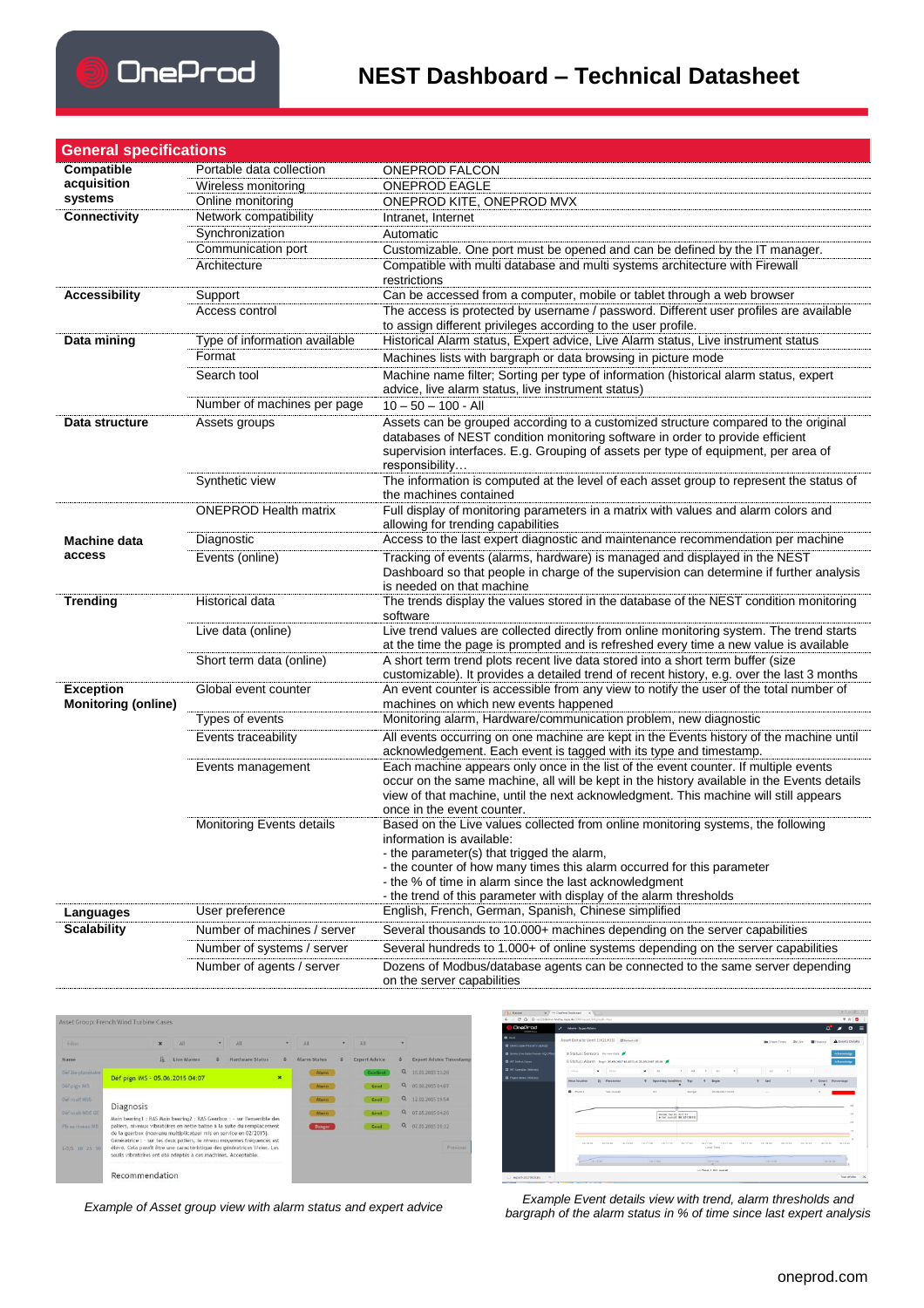# NEST Dashboard – Technical Datasheet

## General specifications

| | | |
|---|---|---|
| **Compatible acquisition systems** | Portable data collection | ONEPROD FALCON |
| | Wireless monitoring | ONEPROD EAGLE |
| | Online monitoring | ONEPROD KITE, ONEPROD MVX |
| **Connectivity** | Network compatibility | Intranet, Internet |
| | Synchronization | Automatic |
| | Communication port | Customizable. One port must be opened and can be defined by the IT manager. |
| | Architecture | Compatible with multi database and multi systems architecture with Firewall restrictions |
| **Accessibility** | Support | Can be accessed from a computer, mobile or tablet through a web browser |
| | Access control | The access is protected by username / password. Different user profiles are available to assign different privileges according to the user profile. |
| **Data mining** | Type of information available | Historical Alarm status, Expert advice, Live Alarm status, Live instrument status |
| | Format | Machines lists with bargraph or data browsing in picture mode |
| | Search tool | Machine name filter; Sorting per type of information (historical alarm status, expert advice, live alarm status, live instrument status) |
| | Number of machines per page | 10 – 50 – 100 - All |
| **Data structure** | Assets groups | Assets can be grouped according to a customized structure compared to the original databases of NEST condition monitoring software in order to provide efficient supervision interfaces. E.g. Grouping of assets per type of equipment, per area of responsibility… |
| | Synthetic view | The information is computed at the level of each asset group to represent the status of the machines contained |
| **Machine data access** | ONEPROD Health matrix | Full display of monitoring parameters in a matrix with values and alarm colors and allowing for trending capabilities |
| | Diagnostic | Access to the last expert diagnostic and maintenance recommendation per machine |
| | Events (online) | Tracking of events (alarms, hardware) is managed and displayed in the NEST Dashboard so that people in charge of the supervision can determine if further analysis is needed on that machine |
| **Trending** | Historical data | The trends display the values stored in the database of the NEST condition monitoring software |
| | Live data (online) | Live trend values are collected directly from online monitoring system. The trend starts at the time the page is prompted and is refreshed every time a new value is available |
| | Short term data (online) | A short term trend plots recent live data stored into a short term buffer (size customizable). It provides a detailed trend of recent history, e.g. over the last 3 months |
| **Exception Monitoring (online)** | Global event counter | An event counter is accessible from any view to notify the user of the total number of machines on which new events happened |
| | Types of events | Monitoring alarm, Hardware/communication problem, new diagnostic |
| | Events traceability | All events occurring on one machine are kept in the Events history of the machine until acknowledgement. Each event is tagged with its type and timestamp. |
| | Events management | Each machine appears only once in the list of the event counter. If multiple events occur on the same machine, all will be kept in the history available in the Events details view of that machine, until the next acknowledgment. This machine will still appears once in the event counter. |
| | Monitoring Events details | Based on the Live values collected from online monitoring systems, the following information is available:<br>- the parameter(s) that trigged the alarm,<br>- the counter of how many times this alarm occurred for this parameter<br>- the % of time in alarm since the last acknowledgment<br>- the trend of this parameter with display of the alarm thresholds |
| **Languages** | User preference | English, French, German, Spanish, Chinese simplified |
| **Scalability** | Number of machines / server | Several thousands to 10.000+ machines depending on the server capabilities |
| | Number of systems / server | Several hundreds to 1.000+ of online systems depending on the server capabilities |
| | Number of agents / server | Dozens of Modbus/database agents can be connected to the same server depending on the server capabilities |

*Example of Asset group view with alarm status and expert advice*

*Example Event details view with trend, alarm thresholds and bargraph of the alarm status in % of time since last expert analysis*

oneprod.com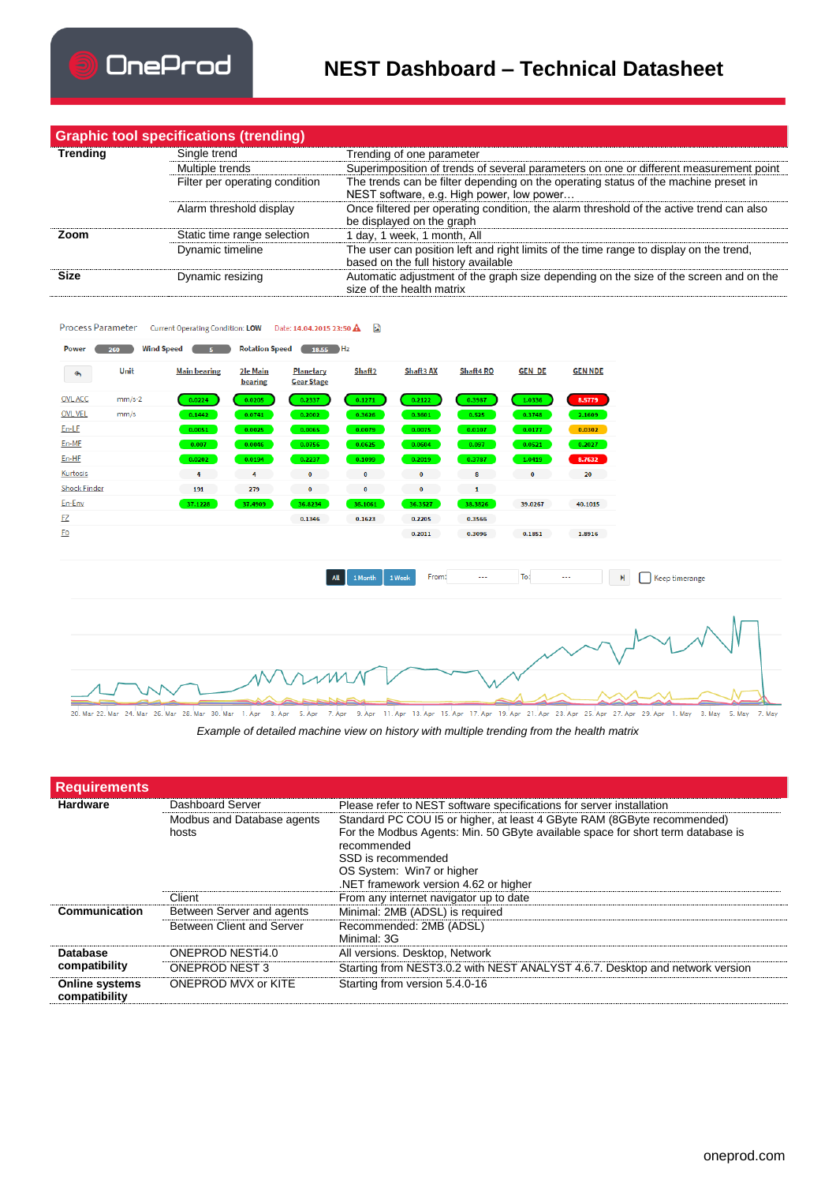## Graphic tool specifications (trending)

| | | |
|---|---|---|
| **Trending** | Single trend | Trending of one parameter |
| | Multiple trends | Superimposition of trends of several parameters on one or different measurement point |
| | Filter per operating condition | The trends can be filter depending on the operating status of the machine preset in NEST software, e.g. High power, low power… |
| | Alarm threshold display | Once filtered per operating condition, the alarm threshold of the active trend can also be displayed on the graph |
| **Zoom** | Static time range selection | 1 day, 1 week, 1 month, All |
| | Dynamic timeline | The user can position left and right limits of the time range to display on the trend, based on the full history available |
| **Size** | Dynamic resizing | Automatic adjustment of the graph size depending on the size of the screen and on the size of the health matrix |

*Example of detailed machine view on history with multiple trending from the health matrix*

## Requirements

| | | |
|---|---|---|
| **Hardware** | Dashboard Server | Please refer to NEST software specifications for server installation |
| | Modbus and Database agents hosts | Standard PC COU I5 or higher, at least 4 GByte RAM (8GByte recommended)<br>For the Modbus Agents: Min. 50 GByte available space for short term database is recommended<br>SSD is recommended<br>OS System: Win7 or higher<br>.NET framework version 4.62 or higher |
| | Client | From any internet navigator up to date |
| **Communication** | Between Server and agents | Minimal: 2MB (ADSL) is required |
| | Between Client and Server | Recommended: 2MB (ADSL)<br>Minimal: 3G |
| **Database compatibility** | ONEPROD NESTi4.0 | All versions. Desktop, Network |
| | ONEPROD NEST 3 | Starting from NEST3.0.2 with NEST ANALYST 4.6.7. Desktop and network version |
| **Online systems compatibility** | ONEPROD MVX or KITE | Starting from version 5.4.0-16 |